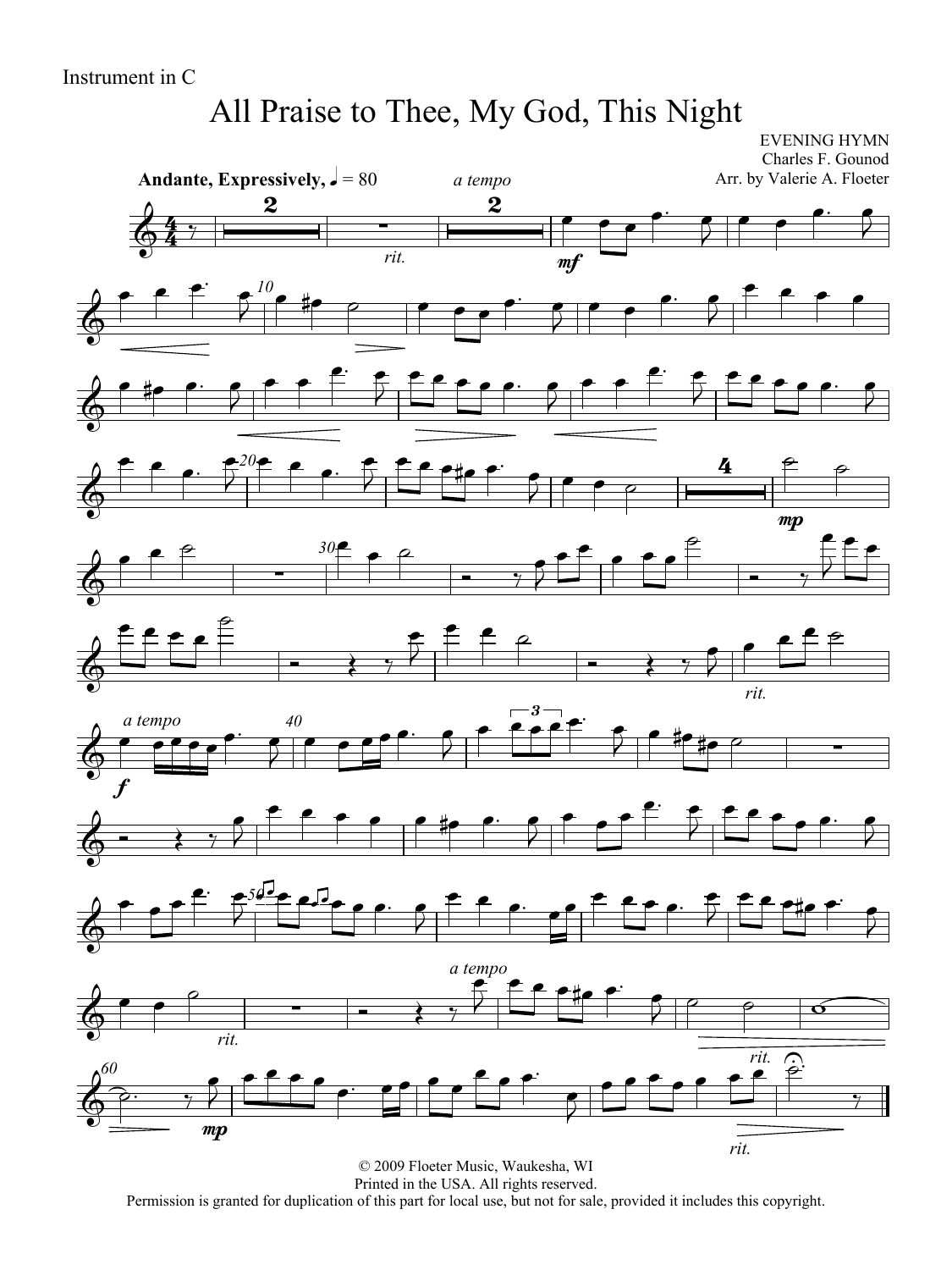Instrument in C

# All Praise to Thee, My God, This Night

EVENING HYMN
Charles F. Gounod
Arr. by Valerie A. Floeter

**Andante, Expressively,** ♩ = 80

© 2009 Floeter Music, Waukesha, WI
Printed in the USA. All rights reserved.
Permission is granted for duplication of this part for local use, but not for sale, provided it includes this copyright.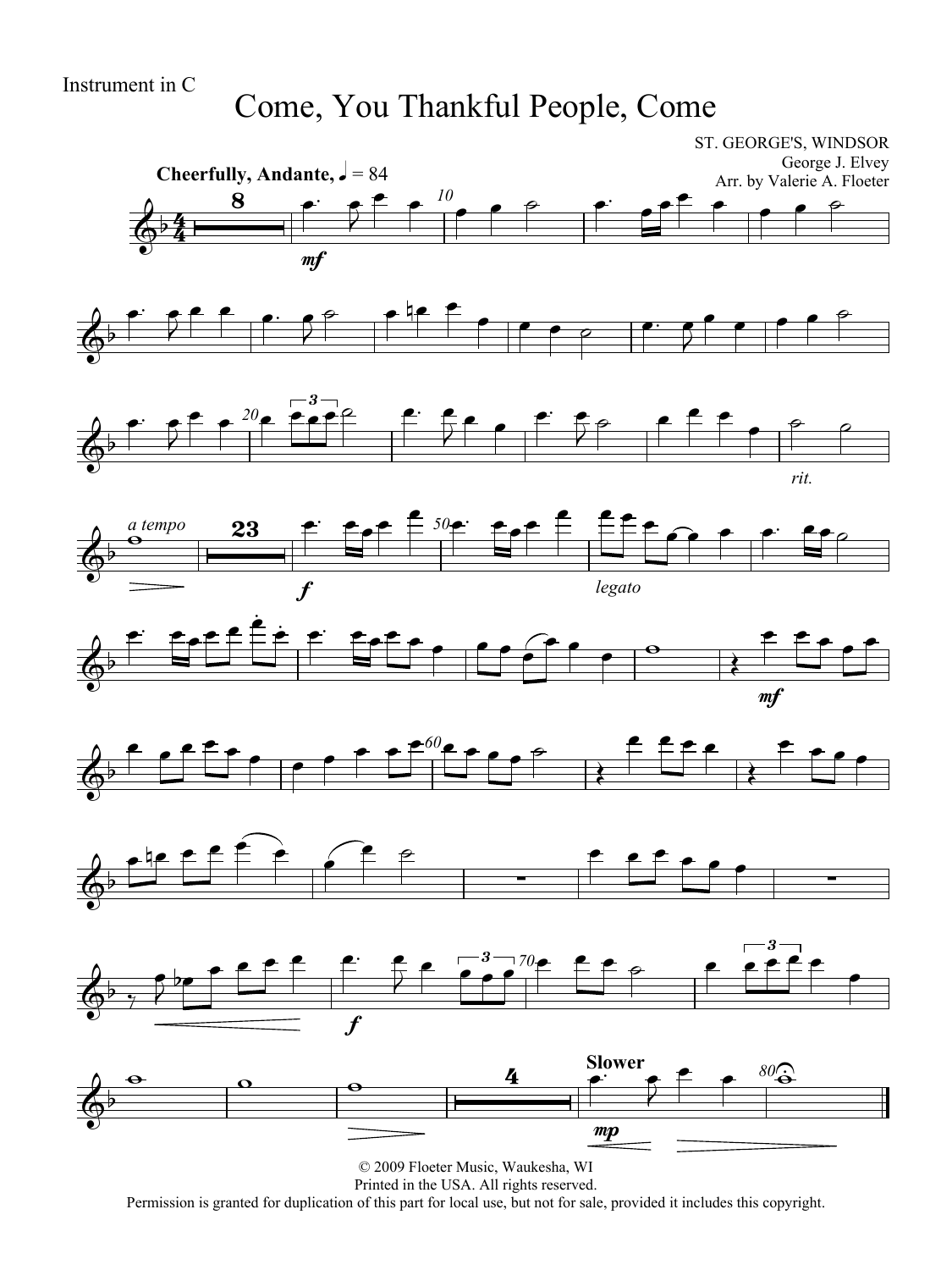Instrument in C

# Come, You Thankful People, Come

ST. GEORGE'S, WINDSOR
George J. Elvey
Arr. by Valerie A. Floeter

**Cheerfully, Andante,** ♩ = 84

© 2009 Floeter Music, Waukesha, WI
Printed in the USA. All rights reserved.
Permission is granted for duplication of this part for local use, but not for sale, provided it includes this copyright.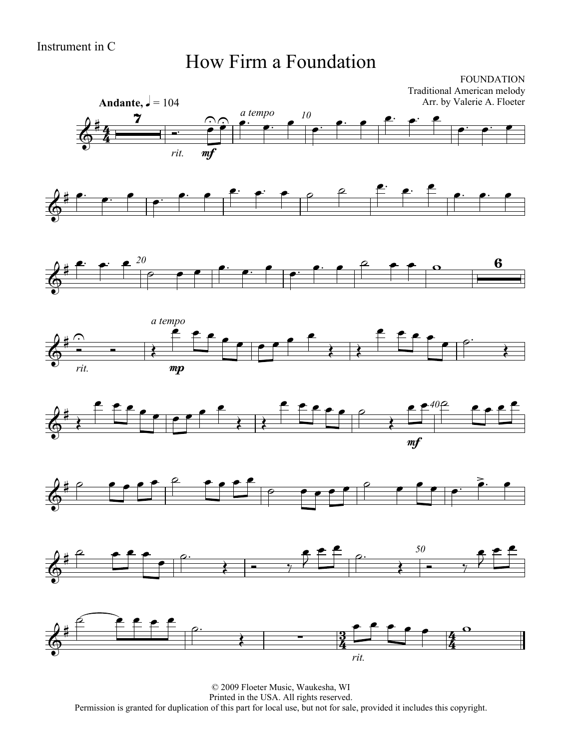Instrument in C

# How Firm a Foundation

FOUNDATION
Traditional American melody
Arr. by Valerie A. Floeter

© 2009 Floeter Music, Waukesha, WI
Printed in the USA. All rights reserved.
Permission is granted for duplication of this part for local use, but not for sale, provided it includes this copyright.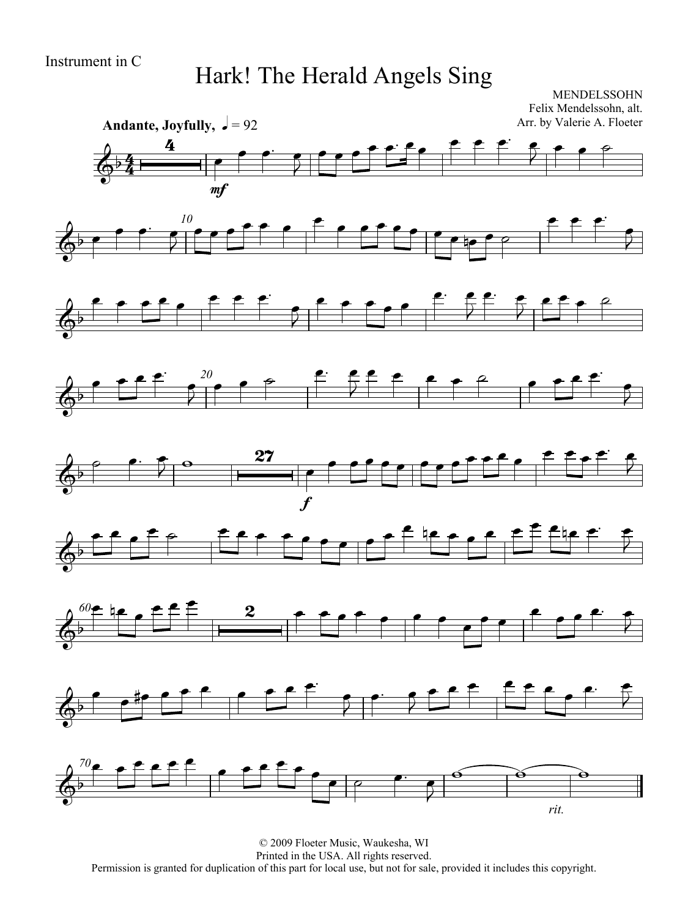Instrument in C

# Hark! The Herald Angels Sing

MENDELSSOHN
Felix Mendelssohn, alt.
Arr. by Valerie A. Floeter

**Andante, Joyfully,** ♩ = 92

© 2009 Floeter Music, Waukesha, WI
Printed in the USA. All rights reserved.
Permission is granted for duplication of this part for local use, but not for sale, provided it includes this copyright.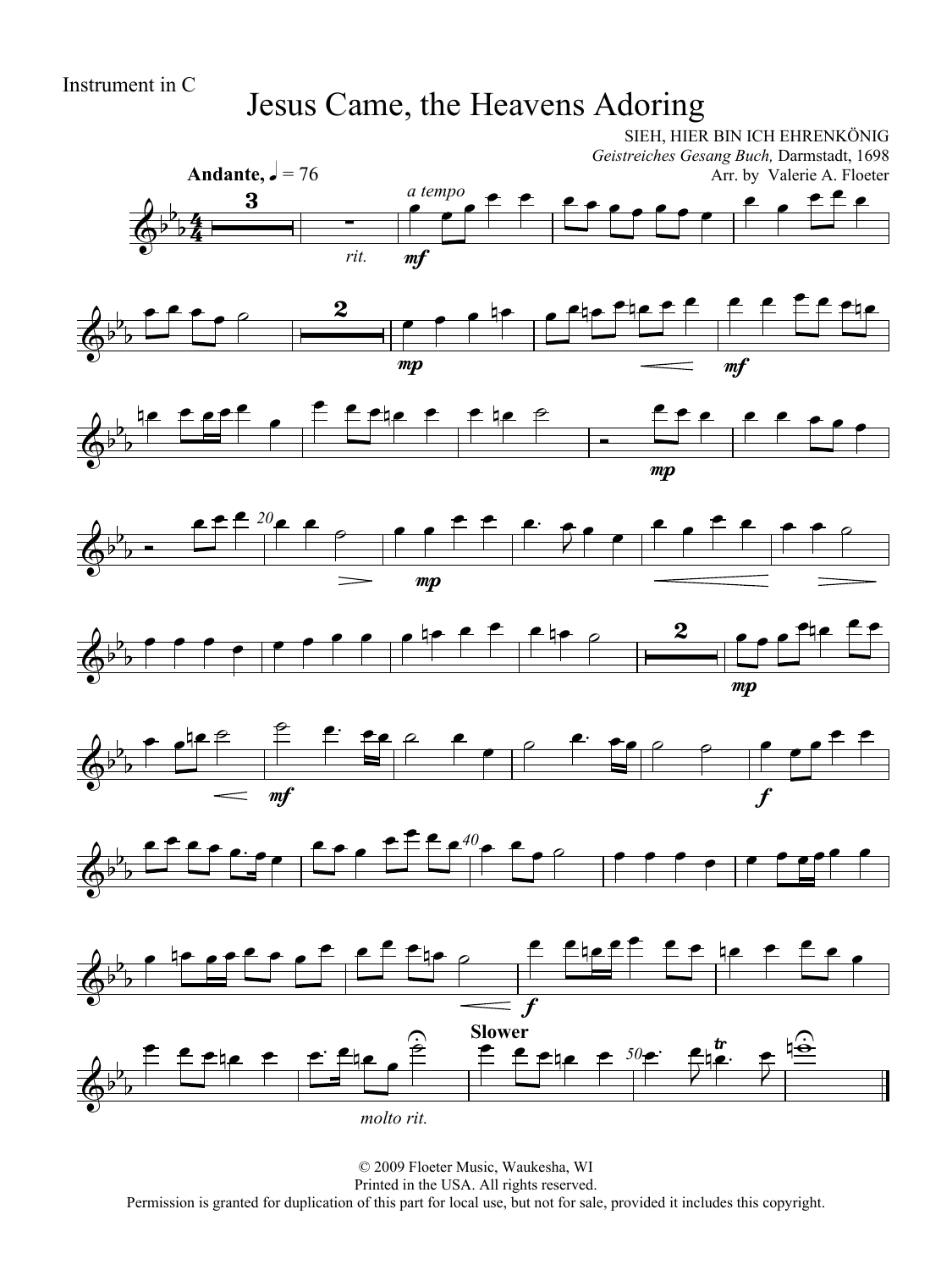Instrument in C

# Jesus Came, the Heavens Adoring

SIEH, HIER BIN ICH EHRENKÖNIG
*Geistreiches Gesang Buch,* Darmstadt, 1698
Arr. by Valerie A. Floeter

**Andante,** ♩ = 76

© 2009 Floeter Music, Waukesha, WI
Printed in the USA. All rights reserved.
Permission is granted for duplication of this part for local use, but not for sale, provided it includes this copyright.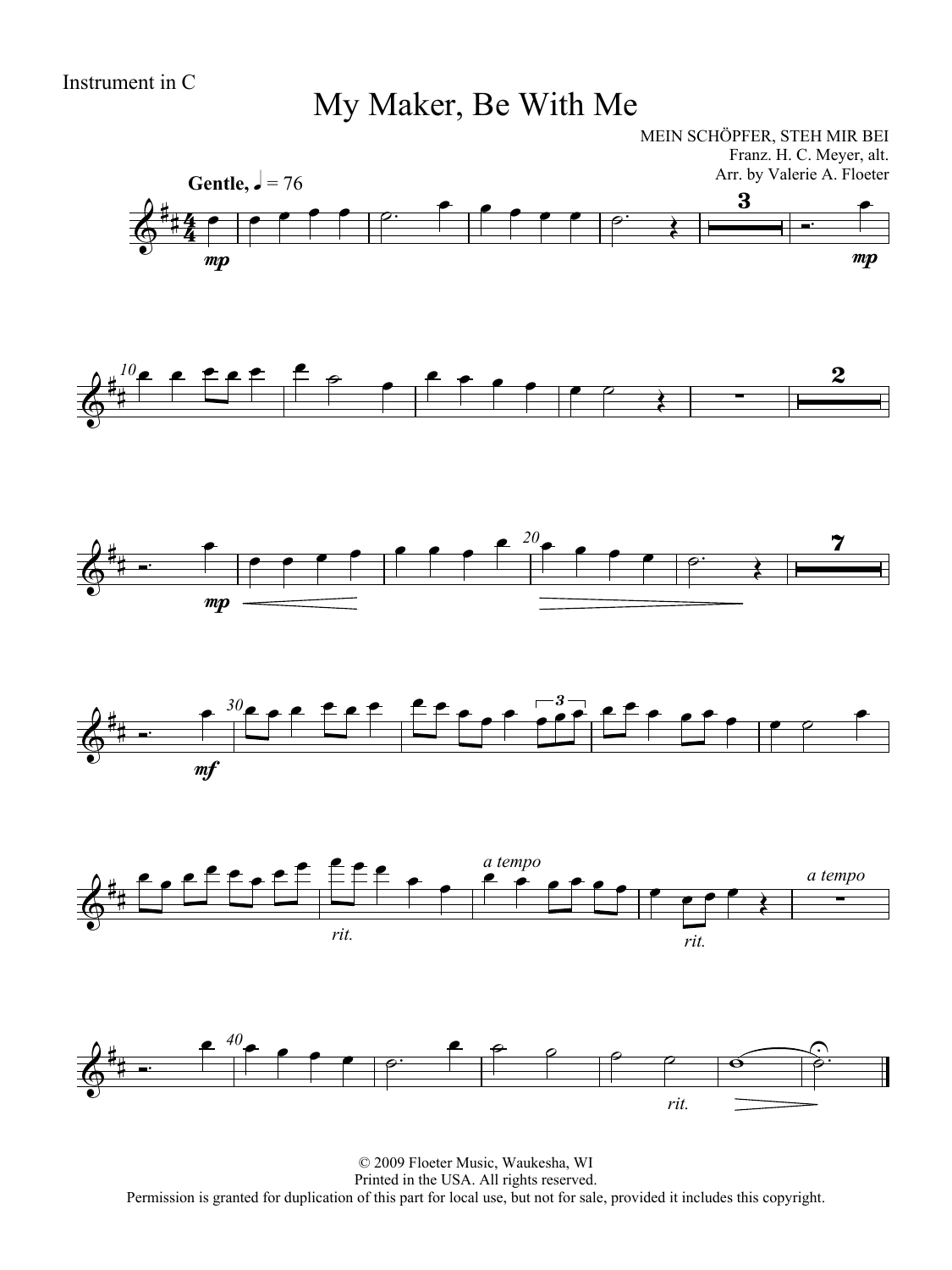Instrument in C

# My Maker, Be With Me

MEIN SCHÖPFER, STEH MIR BEI
Franz. H. C. Meyer, alt.
Arr. by Valerie A. Floeter

**Gentle,** ♩ = 76

© 2009 Floeter Music, Waukesha, WI
Printed in the USA. All rights reserved.
Permission is granted for duplication of this part for local use, but not for sale, provided it includes this copyright.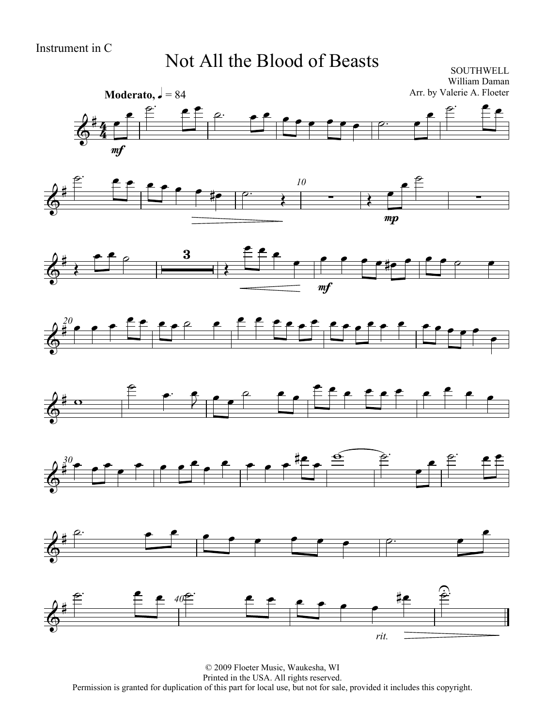Instrument in C

# Not All the Blood of Beasts

SOUTHWELL
William Daman
Arr. by Valerie A. Floeter

**Moderato,** ♩ = 84

© 2009 Floeter Music, Waukesha, WI
Printed in the USA. All rights reserved.
Permission is granted for duplication of this part for local use, but not for sale, provided it includes this copyright.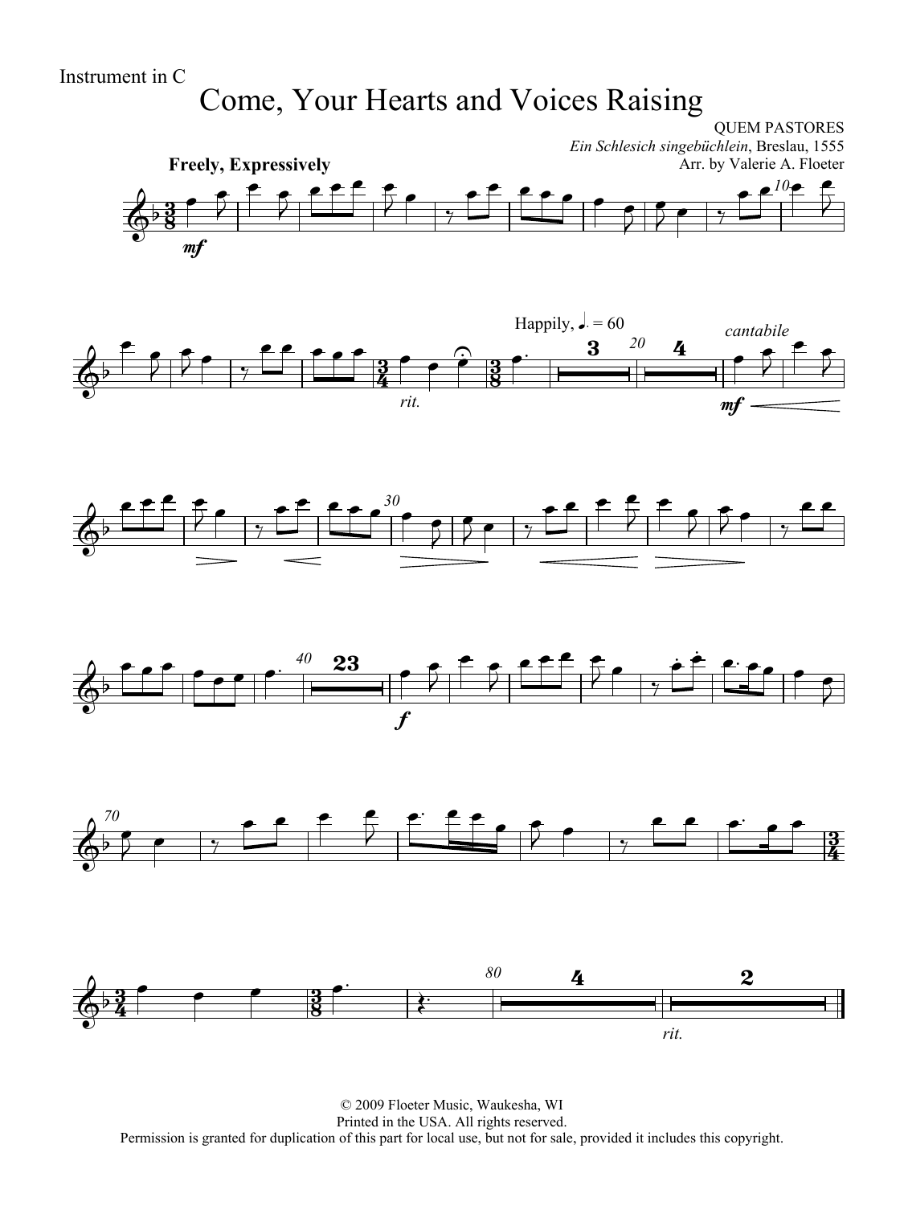Instrument in C

# Come, Your Hearts and Voices Raising

QUEM PASTORES

*Ein Schlesich singebüchlein*, Breslau, 1555

Arr. by Valerie A. Floeter

**Freely, Expressively**

*mf*

*rit.*

Happily, ♩. = 60

*cantabile*

*mf*

*f*

*rit.*

© 2009 Floeter Music, Waukesha, WI
Printed in the USA. All rights reserved.
Permission is granted for duplication of this part for local use, but not for sale, provided it includes this copyright.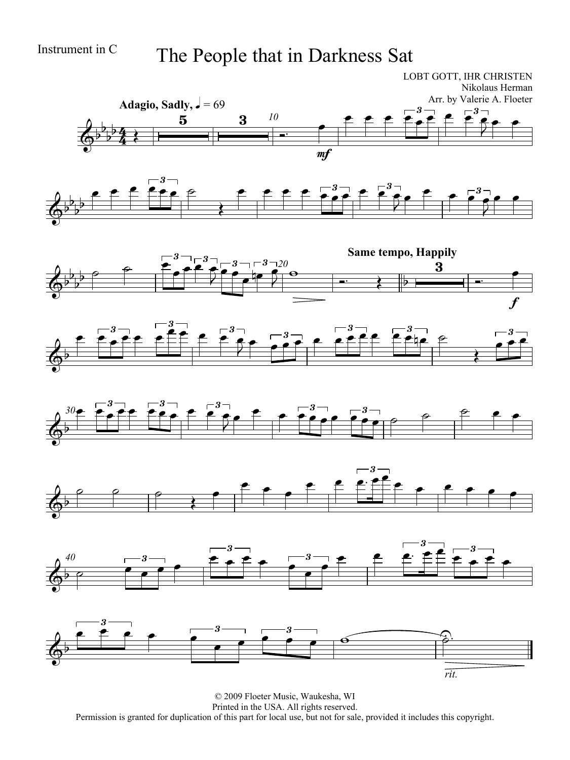Instrument in C

# The People that in Darkness Sat

LOBT GOTT, IHR CHRISTEN
Nikolaus Herman
Arr. by Valerie A. Floeter

**Adagio, Sadly,** ♩ = 69

**Same tempo, Happily**

© 2009 Floeter Music, Waukesha, WI
Printed in the USA. All rights reserved.
Permission is granted for duplication of this part for local use, but not for sale, provided it includes this copyright.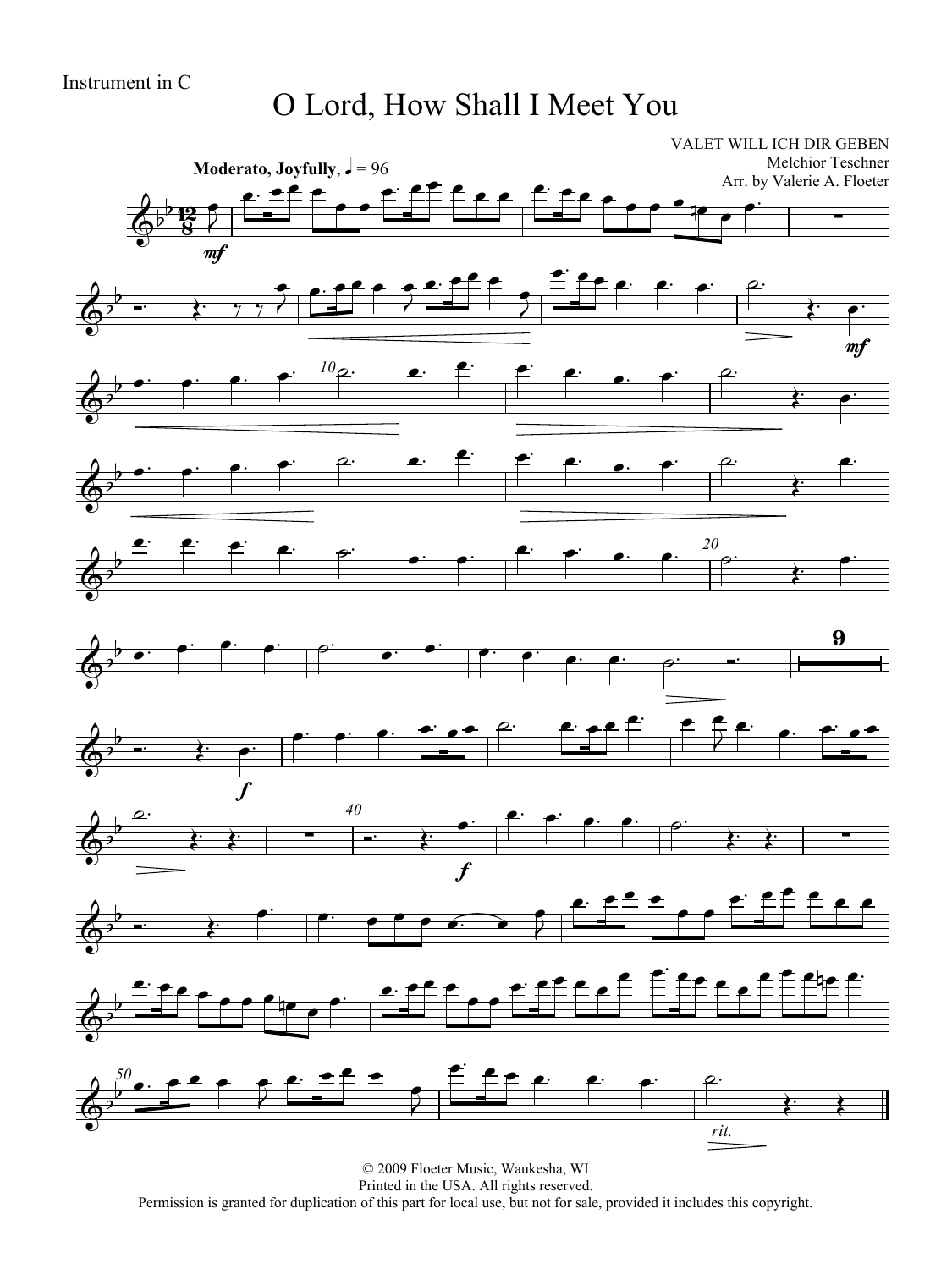Instrument in C

# O Lord, How Shall I Meet You

VALET WILL ICH DIR GEBEN
Melchior Teschner
Arr. by Valerie A. Floeter

**Moderato, Joyfully**, ♩. = 96

© 2009 Floeter Music, Waukesha, WI
Printed in the USA. All rights reserved.
Permission is granted for duplication of this part for local use, but not for sale, provided it includes this copyright.